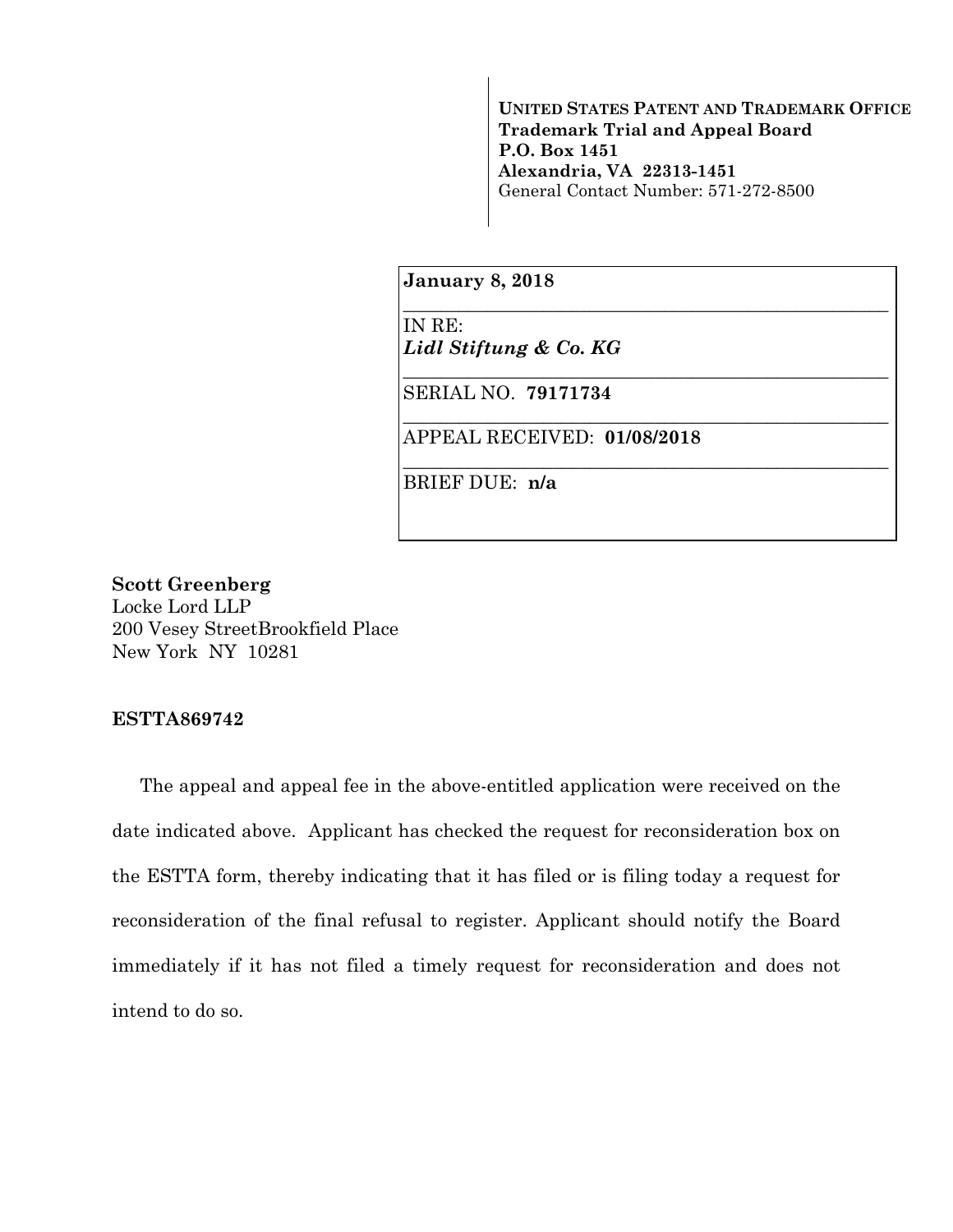**UNITED STATES PATENT AND TRADEMARK OFFICE**
**Trademark Trial and Appeal Board**
**P.O. Box 1451**
**Alexandria, VA 22313-1451**
General Contact Number: 571-272-8500

**January 8, 2018**

IN RE:
***Lidl Stiftung & Co. KG***

SERIAL NO. **79171734**

APPEAL RECEIVED: **01/08/2018**

BRIEF DUE: **n/a**

**Scott Greenberg**
Locke Lord LLP
200 Vesey StreetBrookfield Place
New York NY 10281

**ESTTA869742**

The appeal and appeal fee in the above-entitled application were received on the date indicated above. Applicant has checked the request for reconsideration box on the ESTTA form, thereby indicating that it has filed or is filing today a request for reconsideration of the final refusal to register. Applicant should notify the Board immediately if it has not filed a timely request for reconsideration and does not intend to do so.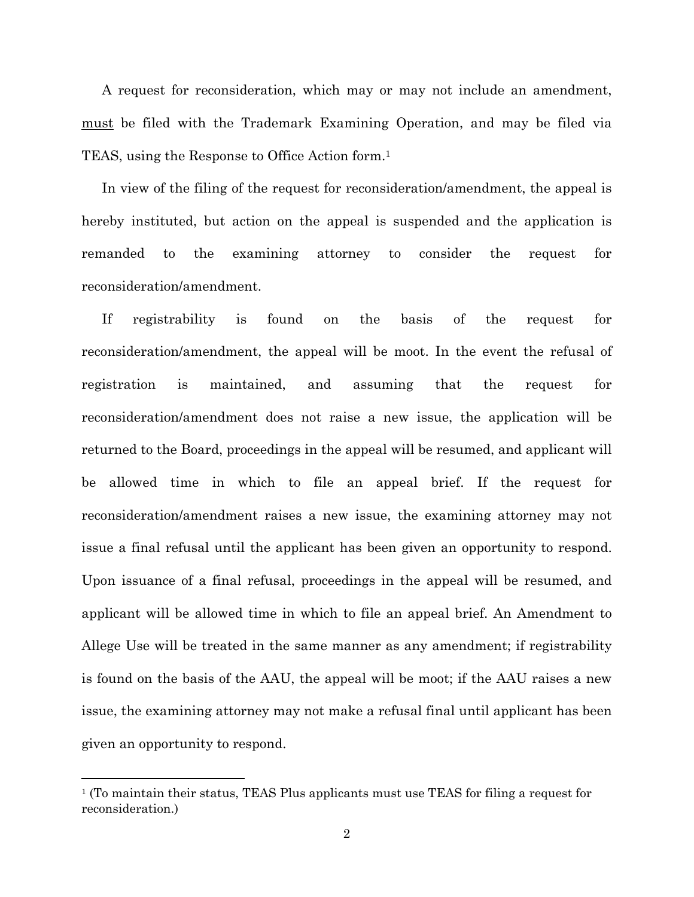A request for reconsideration, which may or may not include an amendment, <u>must</u> be filed with the Trademark Examining Operation, and may be filed via TEAS, using the Response to Office Action form.[1]

In view of the filing of the request for reconsideration/amendment, the appeal is hereby instituted, but action on the appeal is suspended and the application is remanded to the examining attorney to consider the request for reconsideration/amendment.

If registrability is found on the basis of the request for reconsideration/amendment, the appeal will be moot. In the event the refusal of registration is maintained, and assuming that the request for reconsideration/amendment does not raise a new issue, the application will be returned to the Board, proceedings in the appeal will be resumed, and applicant will be allowed time in which to file an appeal brief. If the request for reconsideration/amendment raises a new issue, the examining attorney may not issue a final refusal until the applicant has been given an opportunity to respond. Upon issuance of a final refusal, proceedings in the appeal will be resumed, and applicant will be allowed time in which to file an appeal brief. An Amendment to Allege Use will be treated in the same manner as any amendment; if registrability is found on the basis of the AAU, the appeal will be moot; if the AAU raises a new issue, the examining attorney may not make a refusal final until applicant has been given an opportunity to respond.

---

[1] (To maintain their status, TEAS Plus applicants must use TEAS for filing a request for reconsideration.)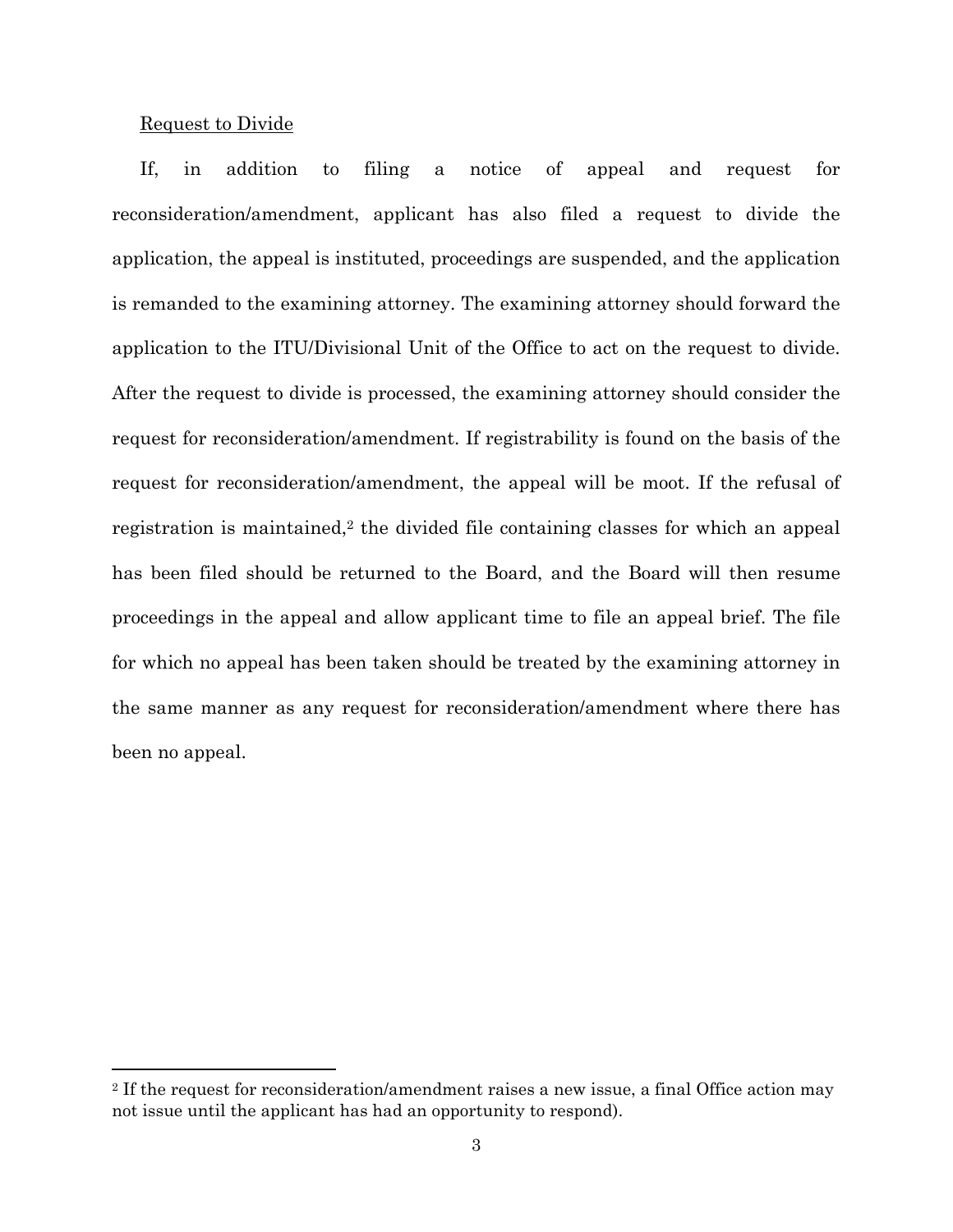Request to Divide

If, in addition to filing a notice of appeal and request for reconsideration/amendment, applicant has also filed a request to divide the application, the appeal is instituted, proceedings are suspended, and the application is remanded to the examining attorney. The examining attorney should forward the application to the ITU/Divisional Unit of the Office to act on the request to divide. After the request to divide is processed, the examining attorney should consider the request for reconsideration/amendment. If registrability is found on the basis of the request for reconsideration/amendment, the appeal will be moot. If the refusal of registration is maintained,[2] the divided file containing classes for which an appeal has been filed should be returned to the Board, and the Board will then resume proceedings in the appeal and allow applicant time to file an appeal brief. The file for which no appeal has been taken should be treated by the examining attorney in the same manner as any request for reconsideration/amendment where there has been no appeal.

---

[2] If the request for reconsideration/amendment raises a new issue, a final Office action may not issue until the applicant has had an opportunity to respond).